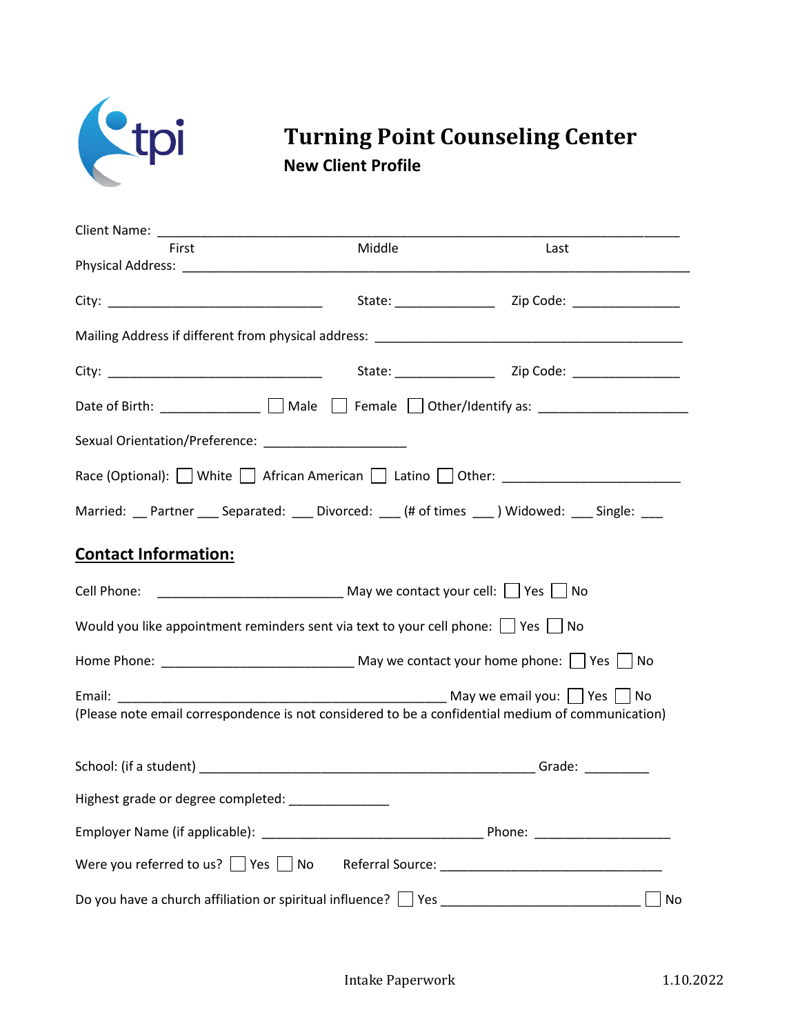# Turning Point Counseling Center

**New Client Profile**

Client Name: ___________________________________________________________________________

First                                        Middle                                        Last

Physical Address: _________________________________________________________________________

City: _______________________________    State: ______________    Zip Code: _______________

Mailing Address if different from physical address: ___________________________________________

City: _______________________________    State: ______________    Zip Code: _______________

Date of Birth: ______________ ☐ Male ☐ Female ☐ Other/Identify as: ____________________

Sexual Orientation/Preference: ____________________

Race (Optional): ☐ White ☐ African American ☐ Latino ☐ Other: ________________________

Married: __ Partner ___ Separated: ___ Divorced: ___ (# of times ___ ) Widowed: ___ Single: ___

## Contact Information:

Cell Phone: _________________________ May we contact your cell: ☐ Yes ☐ No

Would you like appointment reminders sent via text to your cell phone: ☐ Yes ☐ No

Home Phone: __________________________ May we contact your home phone: ☐ Yes ☐ No

Email: ____________________________________________ May we email you: ☐ Yes ☐ No
(Please note email correspondence is not considered to be a confidential medium of communication)

School: (if a student) ______________________________________________ Grade: _________

Highest grade or degree completed: ______________

Employer Name (if applicable): ______________________________ Phone: ___________________

Were you referred to us? ☐ Yes ☐ No    Referral Source: ______________________________

Do you have a church affiliation or spiritual influence? ☐ Yes ___________________________ ☐ No

Intake Paperwork    1.10.2022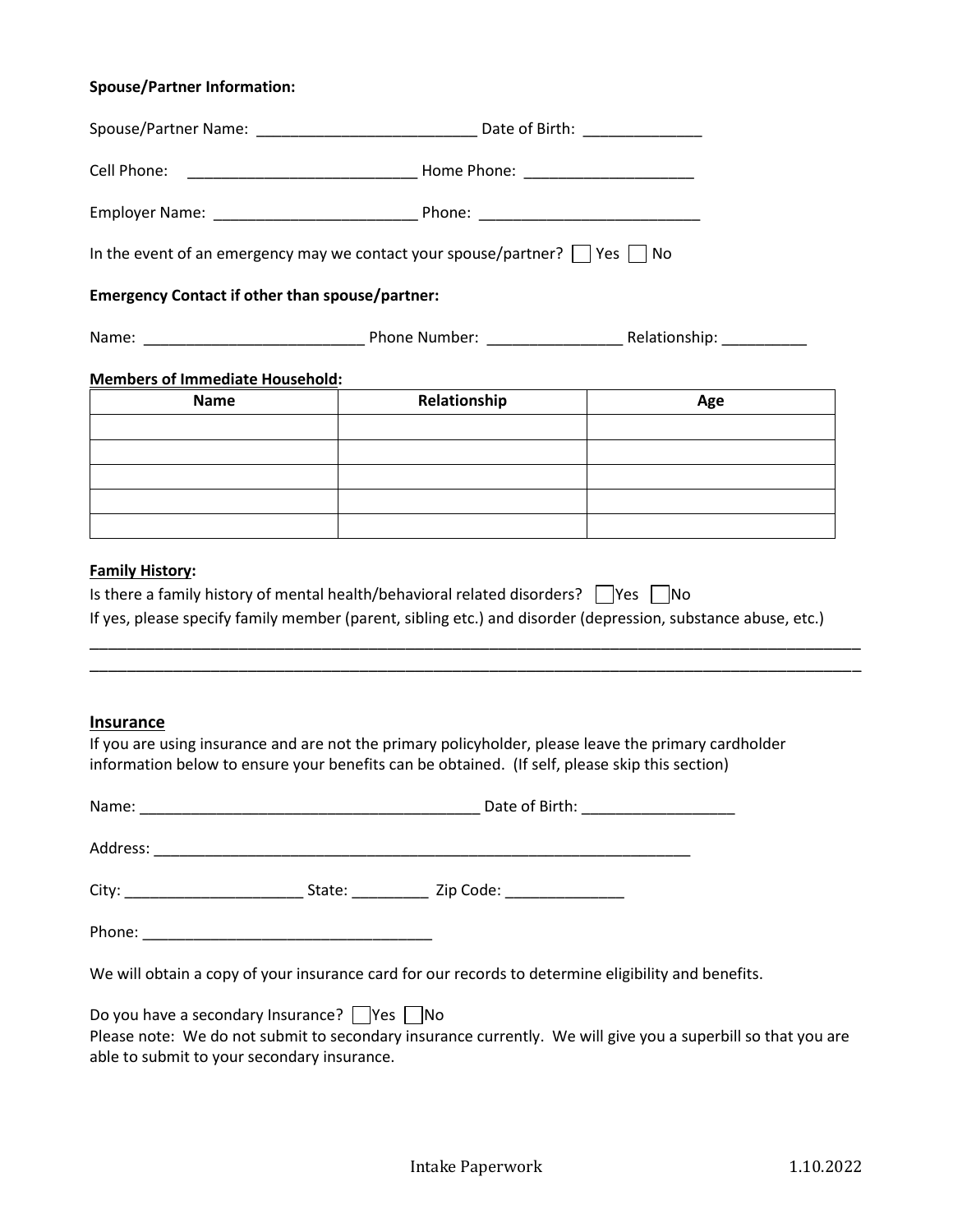**Spouse/Partner Information:**

Spouse/Partner Name: __________________________ Date of Birth: ______________

Cell Phone: ___________________________ Home Phone: ____________________

Employer Name: ________________________ Phone: __________________________

In the event of an emergency may we contact your spouse/partner? ☐ Yes ☐ No

**Emergency Contact if other than spouse/partner:**

Name: __________________________ Phone Number: ________________ Relationship: __________

**Members of Immediate Household:**

| Name | Relationship | Age |
|---|---|---|
| | | |
| | | |
| | | |
| | | |
| | | |

**Family History:**

Is there a family history of mental health/behavioral related disorders? ☐ Yes ☐ No

If yes, please specify family member (parent, sibling etc.) and disorder (depression, substance abuse, etc.)

______________________________________________________________________________________________

______________________________________________________________________________________________

## Insurance

If you are using insurance and are not the primary policyholder, please leave the primary cardholder information below to ensure your benefits can be obtained. (If self, please skip this section)

Name: ________________________________________ Date of Birth: __________________

Address: ______________________________________________________________

City: _____________________ State: _________ Zip Code: ______________

Phone: __________________________________

We will obtain a copy of your insurance card for our records to determine eligibility and benefits.

Do you have a secondary Insurance? ☐ Yes ☐ No

Please note: We do not submit to secondary insurance currently. We will give you a superbill so that you are able to submit to your secondary insurance.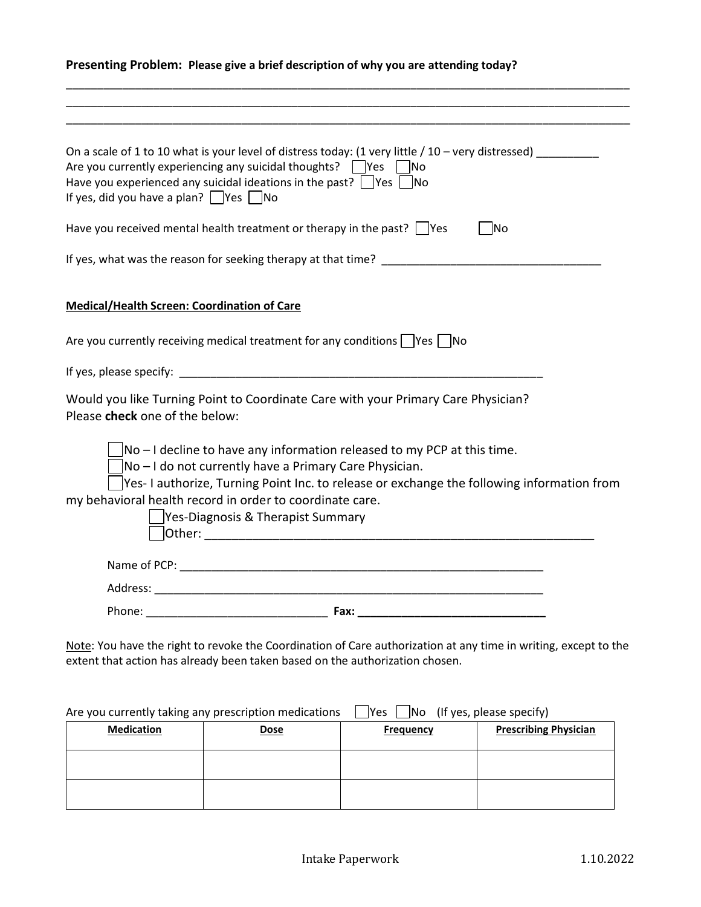**Presenting Problem:** **Please give a brief description of why you are attending today?**

___________________________________________________________________________________________
___________________________________________________________________________________________
___________________________________________________________________________________________

On a scale of 1 to 10 what is your level of distress today: (1 very little / 10 – very distressed) __________

Are you currently experiencing any suicidal thoughts? ☐ Yes ☐ No

Have you experienced any suicidal ideations in the past? ☐ Yes ☐ No

If yes, did you have a plan? ☐ Yes ☐ No

Have you received mental health treatment or therapy in the past? ☐ Yes ☐ No

If yes, what was the reason for seeking therapy at that time? ___________________________________

**Medical/Health Screen: Coordination of Care**

Are you currently receiving medical treatment for any conditions ☐ Yes ☐ No

If yes, please specify: ____________________________________________________________

Would you like Turning Point to Coordinate Care with your Primary Care Physician?
Please **check** one of the below:

☐ No – I decline to have any information released to my PCP at this time.

☐ No – I do not currently have a Primary Care Physician.

☐ Yes- I authorize, Turning Point Inc. to release or exchange the following information from my behavioral health record in order to coordinate care.

☐ Yes-Diagnosis & Therapist Summary

☐ Other: ____________________________________________________________

Name of PCP: ____________________________________________________________

Address: ________________________________________________________________

Phone: _____________________________ **Fax: _____________________________**

Note: You have the right to revoke the Coordination of Care authorization at any time in writing, except to the extent that action has already been taken based on the authorization chosen.

Are you currently taking any prescription medications ☐ Yes ☐ No (If yes, please specify)

| **Medication** | **Dose** | **Frequency** | **Prescribing Physician** |
|---|---|---|---|
| | | | |
| | | | |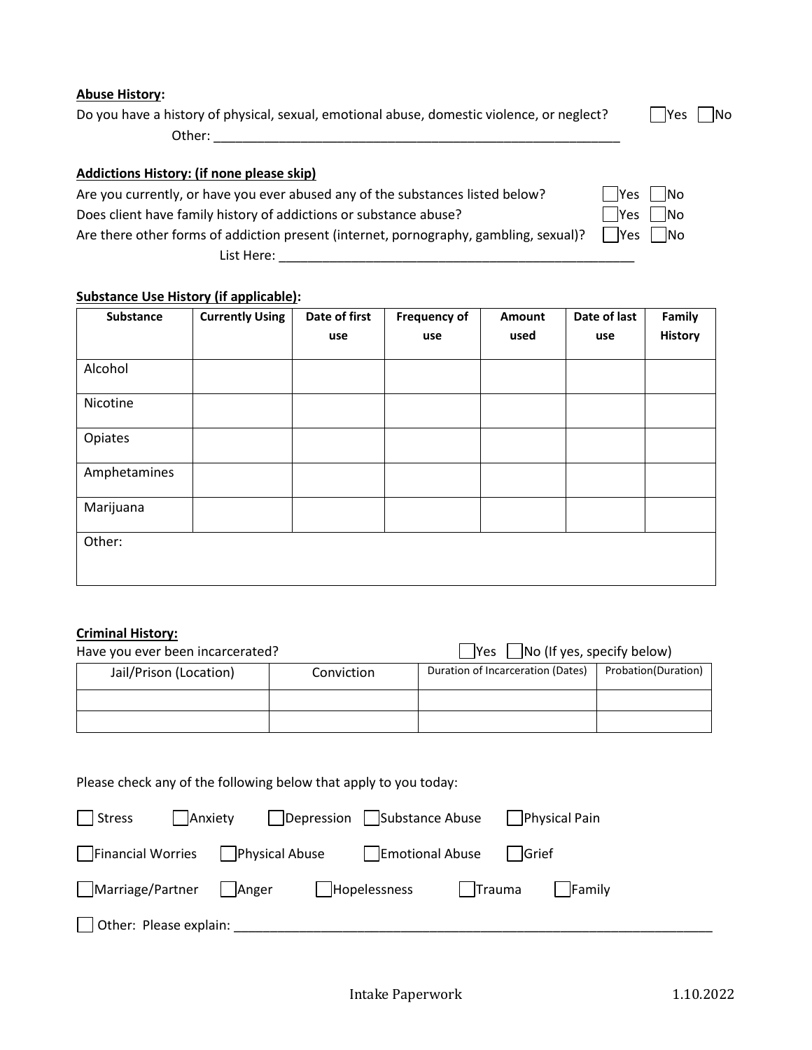**Abuse History:**

Do you have a history of physical, sexual, emotional abuse, domestic violence, or neglect? ☐ Yes ☐ No

Other: ___________________________________________________________

**Addictions History: (if none please skip)**

Are you currently, or have you ever abused any of the substances listed below? ☐ Yes ☐ No

Does client have family history of addictions or substance abuse? ☐ Yes ☐ No

Are there other forms of addiction present (internet, pornography, gambling, sexual)? ☐ Yes ☐ No

List Here: ___________________________________________________

**Substance Use History (if applicable):**

| Substance | Currently Using | Date of first use | Frequency of use | Amount used | Date of last use | Family History |
|---|---|---|---|---|---|---|
| Alcohol | | | | | | |
| Nicotine | | | | | | |
| Opiates | | | | | | |
| Amphetamines | | | | | | |
| Marijuana | | | | | | |
| Other: | | | | | | |

**Criminal History:**

Have you ever been incarcerated? ☐ Yes ☐ No (If yes, specify below)

| Jail/Prison (Location) | Conviction | Duration of Incarceration (Dates) | Probation(Duration) |
|---|---|---|---|
| | | | |
| | | | |

Please check any of the following below that apply to you today:

☐ Stress ☐ Anxiety ☐ Depression ☐ Substance Abuse ☐ Physical Pain

☐ Financial Worries ☐ Physical Abuse ☐ Emotional Abuse ☐ Grief

☐ Marriage/Partner ☐ Anger ☐ Hopelessness ☐ Trauma ☐ Family

☐ Other: Please explain: ___________________________________________________________________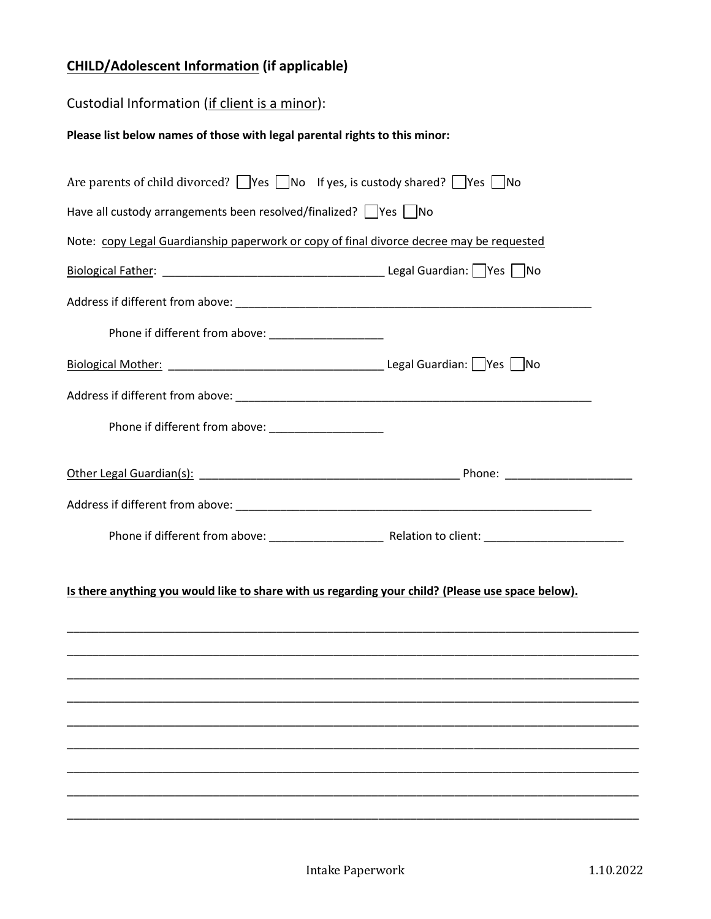## **CHILD/Adolescent Information (if applicable)**

Custodial Information (if client is a minor):

**Please list below names of those with legal parental rights to this minor:**

Are parents of child divorced? ☐Yes ☐No If yes, is custody shared? ☐Yes ☐No

Have all custody arrangements been resolved/finalized? ☐Yes ☐No

Note: copy Legal Guardianship paperwork or copy of final divorce decree may be requested

Biological Father: ___________________________________ Legal Guardian: ☐Yes ☐No

Address if different from above: ___________________________________________________________

Phone if different from above: __________________

Biological Mother: __________________________________ Legal Guardian: ☐Yes ☐No

Address if different from above: ___________________________________________________________

Phone if different from above: __________________

Other Legal Guardian(s): _________________________________________ Phone: ____________________

Address if different from above: ___________________________________________________________

Phone if different from above: __________________ Relation to client: ______________________

**Is there anything you would like to share with us regarding your child? (Please use space below).**

_____________________________________________________________________________________________

_____________________________________________________________________________________________

_____________________________________________________________________________________________

_____________________________________________________________________________________________

_____________________________________________________________________________________________

_____________________________________________________________________________________________

_____________________________________________________________________________________________

_____________________________________________________________________________________________

_____________________________________________________________________________________________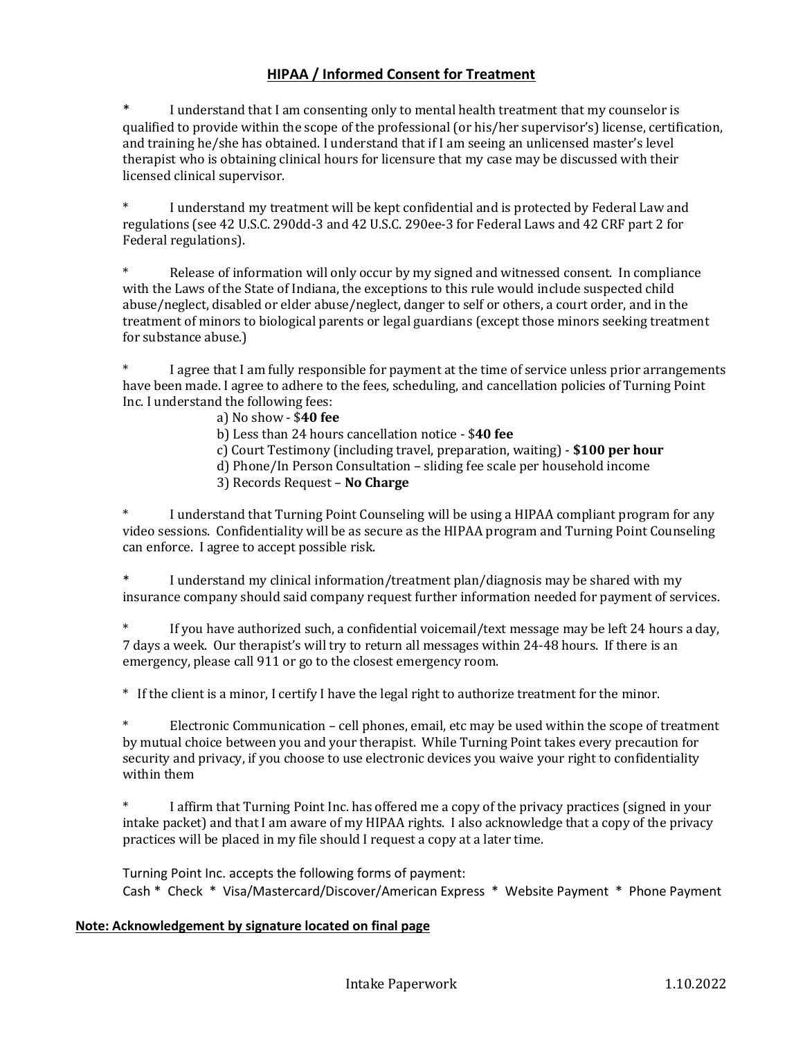## **HIPAA / Informed Consent for Treatment**

* I understand that I am consenting only to mental health treatment that my counselor is qualified to provide within the scope of the professional (or his/her supervisor's) license, certification, and training he/she has obtained. I understand that if I am seeing an unlicensed master's level therapist who is obtaining clinical hours for licensure that my case may be discussed with their licensed clinical supervisor.

* I understand my treatment will be kept confidential and is protected by Federal Law and regulations (see 42 U.S.C. 290dd-3 and 42 U.S.C. 290ee-3 for Federal Laws and 42 CRF part 2 for Federal regulations).

* Release of information will only occur by my signed and witnessed consent. In compliance with the Laws of the State of Indiana, the exceptions to this rule would include suspected child abuse/neglect, disabled or elder abuse/neglect, danger to self or others, a court order, and in the treatment of minors to biological parents or legal guardians (except those minors seeking treatment for substance abuse.)

* I agree that I am fully responsible for payment at the time of service unless prior arrangements have been made. I agree to adhere to the fees, scheduling, and cancellation policies of Turning Point Inc. I understand the following fees:

a) No show - $**40 fee**
b) Less than 24 hours cancellation notice - $**40 fee**
c) Court Testimony (including travel, preparation, waiting) - **$100 per hour**
d) Phone/In Person Consultation – sliding fee scale per household income
3) Records Request – **No Charge**

* I understand that Turning Point Counseling will be using a HIPAA compliant program for any video sessions. Confidentiality will be as secure as the HIPAA program and Turning Point Counseling can enforce. I agree to accept possible risk.

* I understand my clinical information/treatment plan/diagnosis may be shared with my insurance company should said company request further information needed for payment of services.

* If you have authorized such, a confidential voicemail/text message may be left 24 hours a day, 7 days a week. Our therapist's will try to return all messages within 24-48 hours. If there is an emergency, please call 911 or go to the closest emergency room.

* If the client is a minor, I certify I have the legal right to authorize treatment for the minor.

* Electronic Communication – cell phones, email, etc may be used within the scope of treatment by mutual choice between you and your therapist. While Turning Point takes every precaution for security and privacy, if you choose to use electronic devices you waive your right to confidentiality within them

* I affirm that Turning Point Inc. has offered me a copy of the privacy practices (signed in your intake packet) and that I am aware of my HIPAA rights. I also acknowledge that a copy of the privacy practices will be placed in my file should I request a copy at a later time.

Turning Point Inc. accepts the following forms of payment:
Cash * Check * Visa/Mastercard/Discover/American Express * Website Payment * Phone Payment

**Note: Acknowledgement by signature located on final page**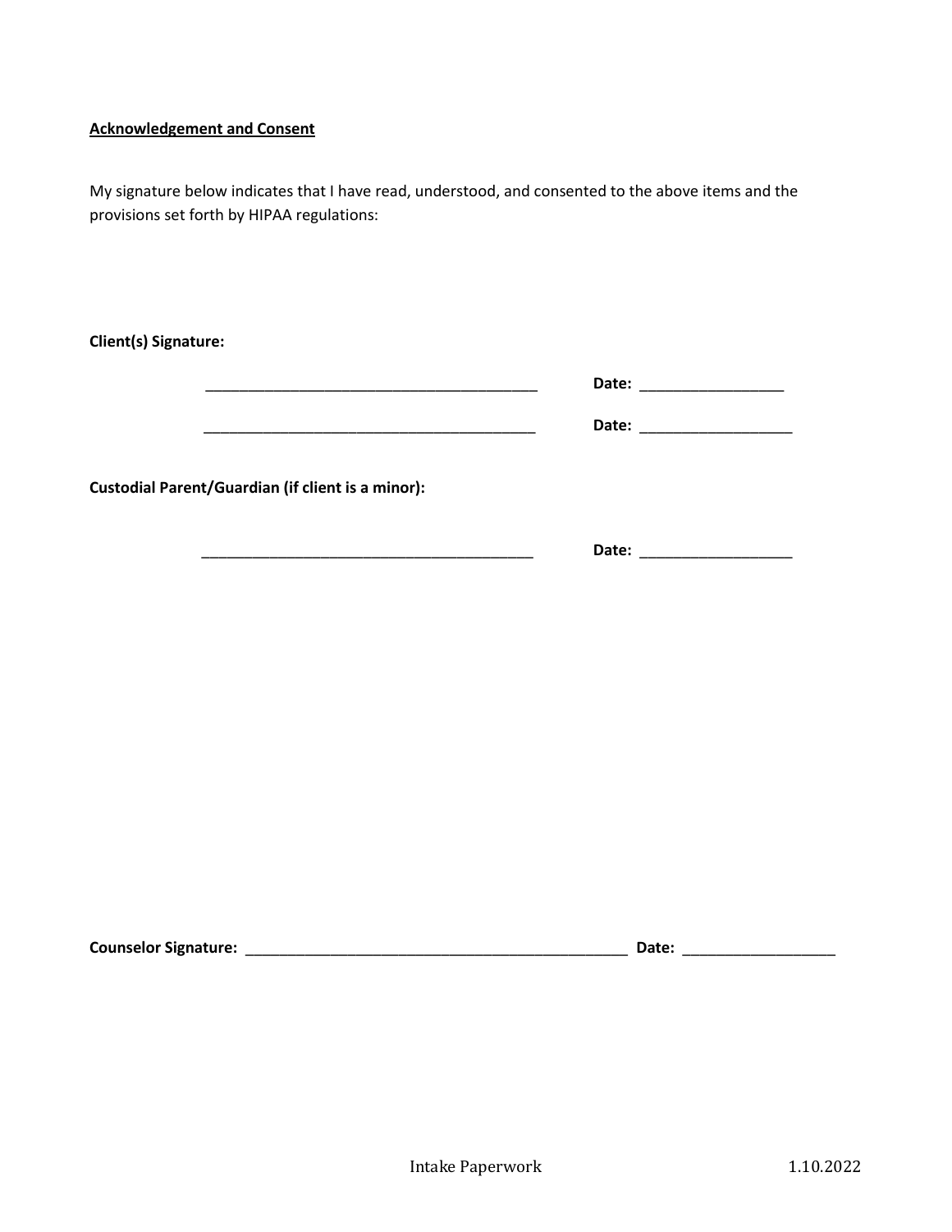<u>**Acknowledgement and Consent**</u>

My signature below indicates that I have read, understood, and consented to the above items and the provisions set forth by HIPAA regulations:

**Client(s) Signature:**

________________________________________ **Date:** _________________

________________________________________ **Date:** __________________

**Custodial Parent/Guardian (if client is a minor):**

________________________________________ **Date:** __________________

**Counselor Signature:** _______________________________________________ **Date:** __________________